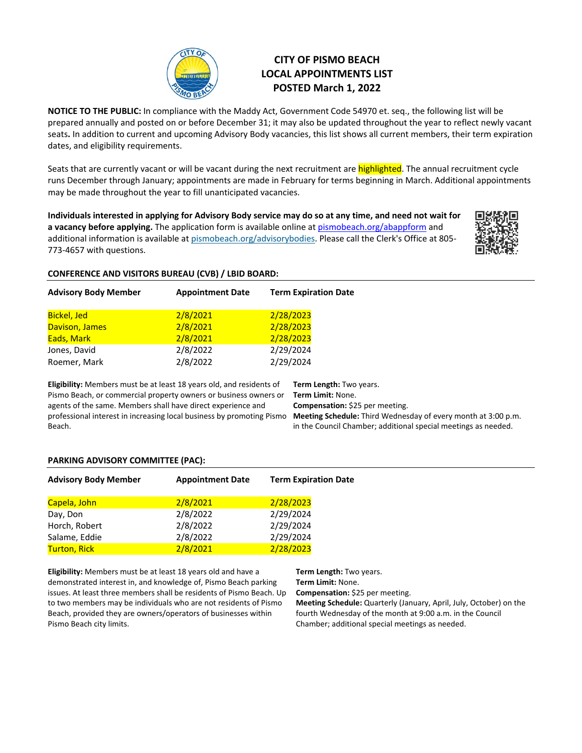# CITY OF PISMO BEACH
# LOCAL APPOINTMENTS LIST
# POSTED March 1, 2022

**NOTICE TO THE PUBLIC:** In compliance with the Maddy Act, Government Code 54970 et. seq., the following list will be prepared annually and posted on or before December 31; it may also be updated throughout the year to reflect newly vacant seats**.** In addition to current and upcoming Advisory Body vacancies, this list shows all current members, their term expiration dates, and eligibility requirements.

Seats that are currently vacant or will be vacant during the next recruitment are highlighted. The annual recruitment cycle runs December through January; appointments are made in February for terms beginning in March. Additional appointments may be made throughout the year to fill unanticipated vacancies.

**Individuals interested in applying for Advisory Body service may do so at any time, and need not wait for a vacancy before applying.** The application form is available online at pismobeach.org/abappform and additional information is available at pismobeach.org/advisorybodies. Please call the Clerk's Office at 805-773-4657 with questions.

## CONFERENCE AND VISITORS BUREAU (CVB) / LBID BOARD:

| Advisory Body Member | Appointment Date | Term Expiration Date |
|---|---|---|
| Bickel, Jed | 2/8/2021 | 2/28/2023 |
| Davison, James | 2/8/2021 | 2/28/2023 |
| Eads, Mark | 2/8/2021 | 2/28/2023 |
| Jones, David | 2/8/2022 | 2/29/2024 |
| Roemer, Mark | 2/8/2022 | 2/29/2024 |

**Eligibility:** Members must be at least 18 years old, and residents of Pismo Beach, or commercial property owners or business owners or agents of the same. Members shall have direct experience and professional interest in increasing local business by promoting Pismo Beach.

**Term Length:** Two years.
**Term Limit:** None.
**Compensation:** $25 per meeting.
**Meeting Schedule:** Third Wednesday of every month at 3:00 p.m. in the Council Chamber; additional special meetings as needed.

## PARKING ADVISORY COMMITTEE (PAC):

| Advisory Body Member | Appointment Date | Term Expiration Date |
|---|---|---|
| Capela, John | 2/8/2021 | 2/28/2023 |
| Day, Don | 2/8/2022 | 2/29/2024 |
| Horch, Robert | 2/8/2022 | 2/29/2024 |
| Salame, Eddie | 2/8/2022 | 2/29/2024 |
| Turton, Rick | 2/8/2021 | 2/28/2023 |

**Eligibility:** Members must be at least 18 years old and have a demonstrated interest in, and knowledge of, Pismo Beach parking issues. At least three members shall be residents of Pismo Beach. Up to two members may be individuals who are not residents of Pismo Beach, provided they are owners/operators of businesses within Pismo Beach city limits.

**Term Length:** Two years.
**Term Limit:** None.
**Compensation:** $25 per meeting.
**Meeting Schedule:** Quarterly (January, April, July, October) on the fourth Wednesday of the month at 9:00 a.m. in the Council Chamber; additional special meetings as needed.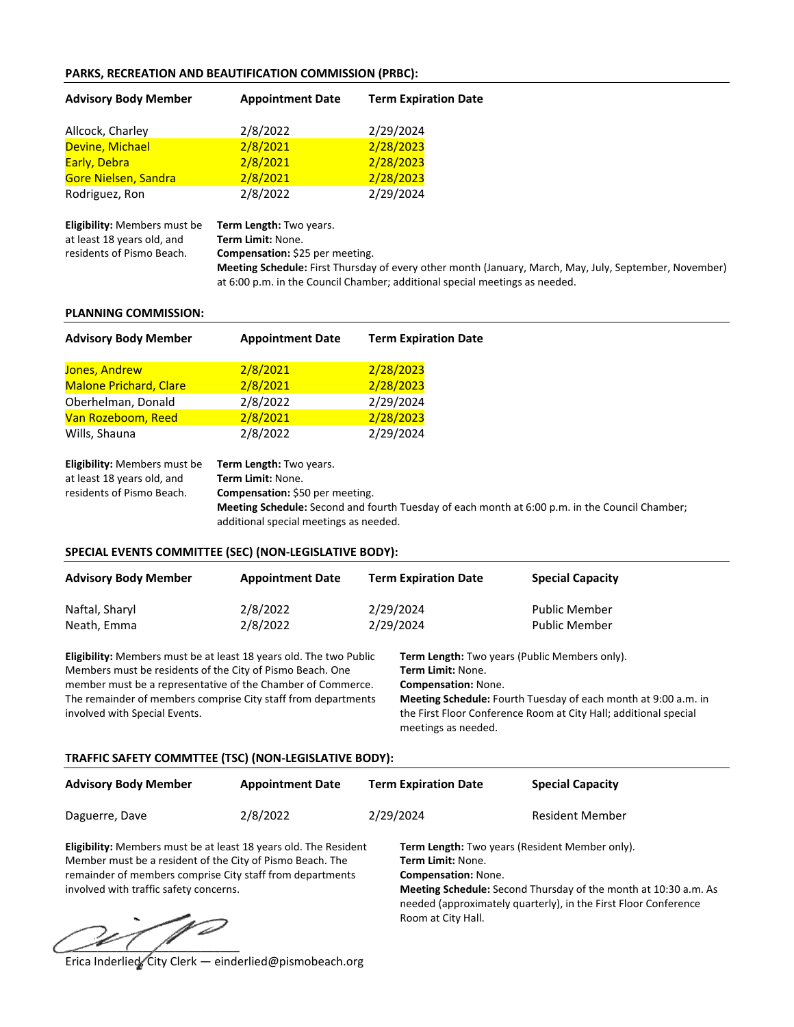### PARKS, RECREATION AND BEAUTIFICATION COMMISSION (PRBC):

| Advisory Body Member | Appointment Date | Term Expiration Date |
|---|---|---|
| Allcock, Charley | 2/8/2022 | 2/29/2024 |
| Devine, Michael | 2/8/2021 | 2/28/2023 |
| Early, Debra | 2/8/2021 | 2/28/2023 |
| Gore Nielsen, Sandra | 2/8/2021 | 2/28/2023 |
| Rodriguez, Ron | 2/8/2022 | 2/29/2024 |

**Eligibility:** Members must be at least 18 years old, and residents of Pismo Beach.

**Term Length:** Two years.
**Term Limit:** None.
**Compensation:** $25 per meeting.
**Meeting Schedule:** First Thursday of every other month (January, March, May, July, September, November) at 6:00 p.m. in the Council Chamber; additional special meetings as needed.

### PLANNING COMMISSION:

| Advisory Body Member | Appointment Date | Term Expiration Date |
|---|---|---|
| Jones, Andrew | 2/8/2021 | 2/28/2023 |
| Malone Prichard, Clare | 2/8/2021 | 2/28/2023 |
| Oberhelman, Donald | 2/8/2022 | 2/29/2024 |
| Van Rozeboom, Reed | 2/8/2021 | 2/28/2023 |
| Wills, Shauna | 2/8/2022 | 2/29/2024 |

**Eligibility:** Members must be at least 18 years old, and residents of Pismo Beach.

**Term Length:** Two years.
**Term Limit:** None.
**Compensation:** $50 per meeting.
**Meeting Schedule:** Second and fourth Tuesday of each month at 6:00 p.m. in the Council Chamber; additional special meetings as needed.

### SPECIAL EVENTS COMMITTEE (SEC) (NON-LEGISLATIVE BODY):

| Advisory Body Member | Appointment Date | Term Expiration Date | Special Capacity |
|---|---|---|---|
| Naftal, Sharyl | 2/8/2022 | 2/29/2024 | Public Member |
| Neath, Emma | 2/8/2022 | 2/29/2024 | Public Member |

**Eligibility:** Members must be at least 18 years old. The two Public Members must be residents of the City of Pismo Beach. One member must be a representative of the Chamber of Commerce. The remainder of members comprise City staff from departments involved with Special Events.

**Term Length:** Two years (Public Members only).
**Term Limit:** None.
**Compensation:** None.
**Meeting Schedule:** Fourth Tuesday of each month at 9:00 a.m. in the First Floor Conference Room at City Hall; additional special meetings as needed.

### TRAFFIC SAFETY COMMTTEE (TSC) (NON-LEGISLATIVE BODY):

| Advisory Body Member | Appointment Date | Term Expiration Date | Special Capacity |
|---|---|---|---|
| Daguerre, Dave | 2/8/2022 | 2/29/2024 | Resident Member |

**Eligibility:** Members must be at least 18 years old. The Resident Member must be a resident of the City of Pismo Beach. The remainder of members comprise City staff from departments involved with traffic safety concerns.

**Term Length:** Two years (Resident Member only).
**Term Limit:** None.
**Compensation:** None.
**Meeting Schedule:** Second Thursday of the month at 10:30 a.m. As needed (approximately quarterly), in the First Floor Conference Room at City Hall.

Erica Inderlied, City Clerk — einderlied@pismobeach.org